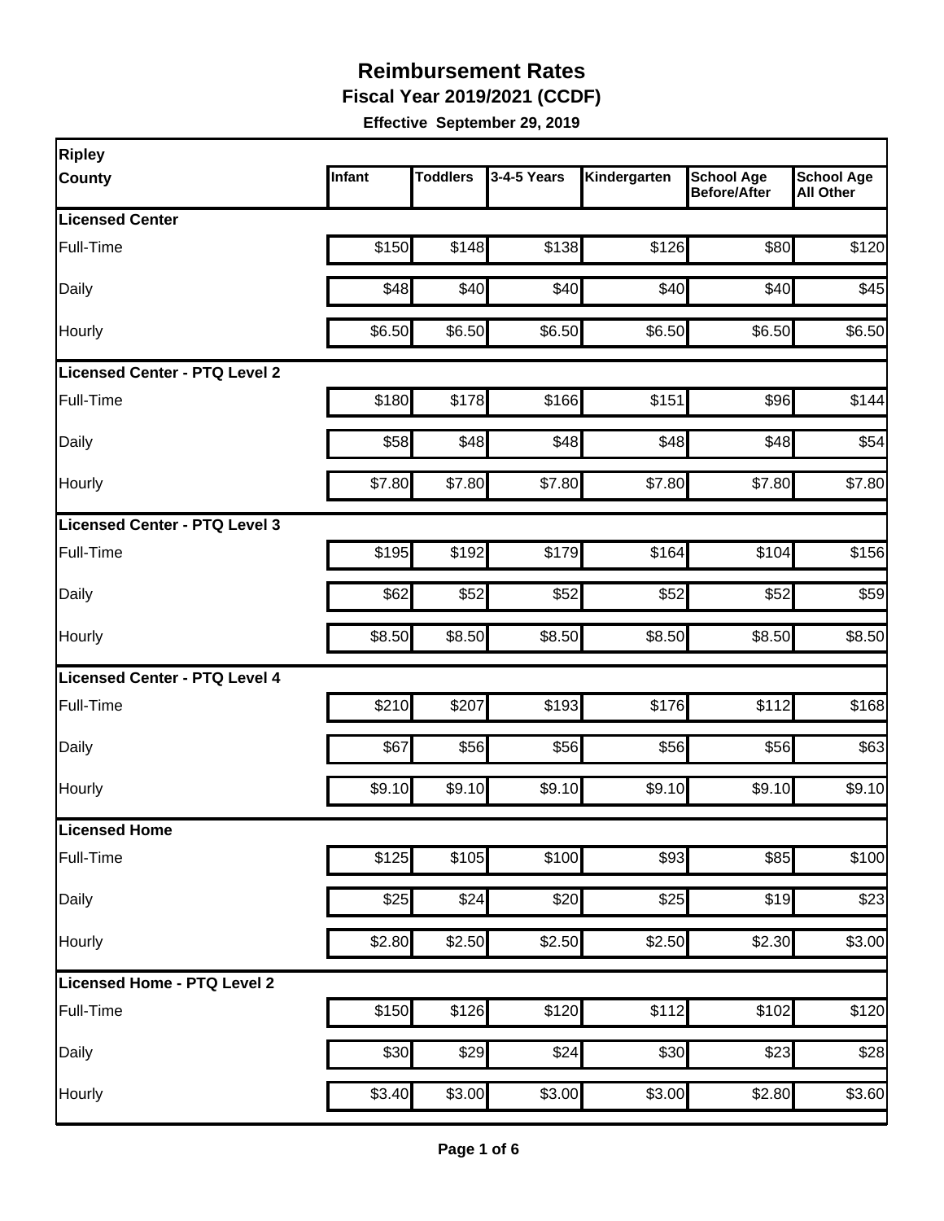# Reimbursement Rates

**Fiscal Year 2019/2021 (CCDF)**

**Effective September 29, 2019**

| Ripley County | Infant | Toddlers | 3-4-5 Years | Kindergarten | School Age Before/After | School Age All Other |
|---|---|---|---|---|---|---|
| **Licensed Center** | | | | | | |
| Full-Time | $150 | $148 | $138 | $126 | $80 | $120 |
| Daily | $48 | $40 | $40 | $40 | $40 | $45 |
| Hourly | $6.50 | $6.50 | $6.50 | $6.50 | $6.50 | $6.50 |
| **Licensed Center - PTQ Level 2** | | | | | | |
| Full-Time | $180 | $178 | $166 | $151 | $96 | $144 |
| Daily | $58 | $48 | $48 | $48 | $48 | $54 |
| Hourly | $7.80 | $7.80 | $7.80 | $7.80 | $7.80 | $7.80 |
| **Licensed Center - PTQ Level 3** | | | | | | |
| Full-Time | $195 | $192 | $179 | $164 | $104 | $156 |
| Daily | $62 | $52 | $52 | $52 | $52 | $59 |
| Hourly | $8.50 | $8.50 | $8.50 | $8.50 | $8.50 | $8.50 |
| **Licensed Center - PTQ Level 4** | | | | | | |
| Full-Time | $210 | $207 | $193 | $176 | $112 | $168 |
| Daily | $67 | $56 | $56 | $56 | $56 | $63 |
| Hourly | $9.10 | $9.10 | $9.10 | $9.10 | $9.10 | $9.10 |
| **Licensed Home** | | | | | | |
| Full-Time | $125 | $105 | $100 | $93 | $85 | $100 |
| Daily | $25 | $24 | $20 | $25 | $19 | $23 |
| Hourly | $2.80 | $2.50 | $2.50 | $2.50 | $2.30 | $3.00 |
| **Licensed Home - PTQ Level 2** | | | | | | |
| Full-Time | $150 | $126 | $120 | $112 | $102 | $120 |
| Daily | $30 | $29 | $24 | $30 | $23 | $28 |
| Hourly | $3.40 | $3.00 | $3.00 | $3.00 | $2.80 | $3.60 |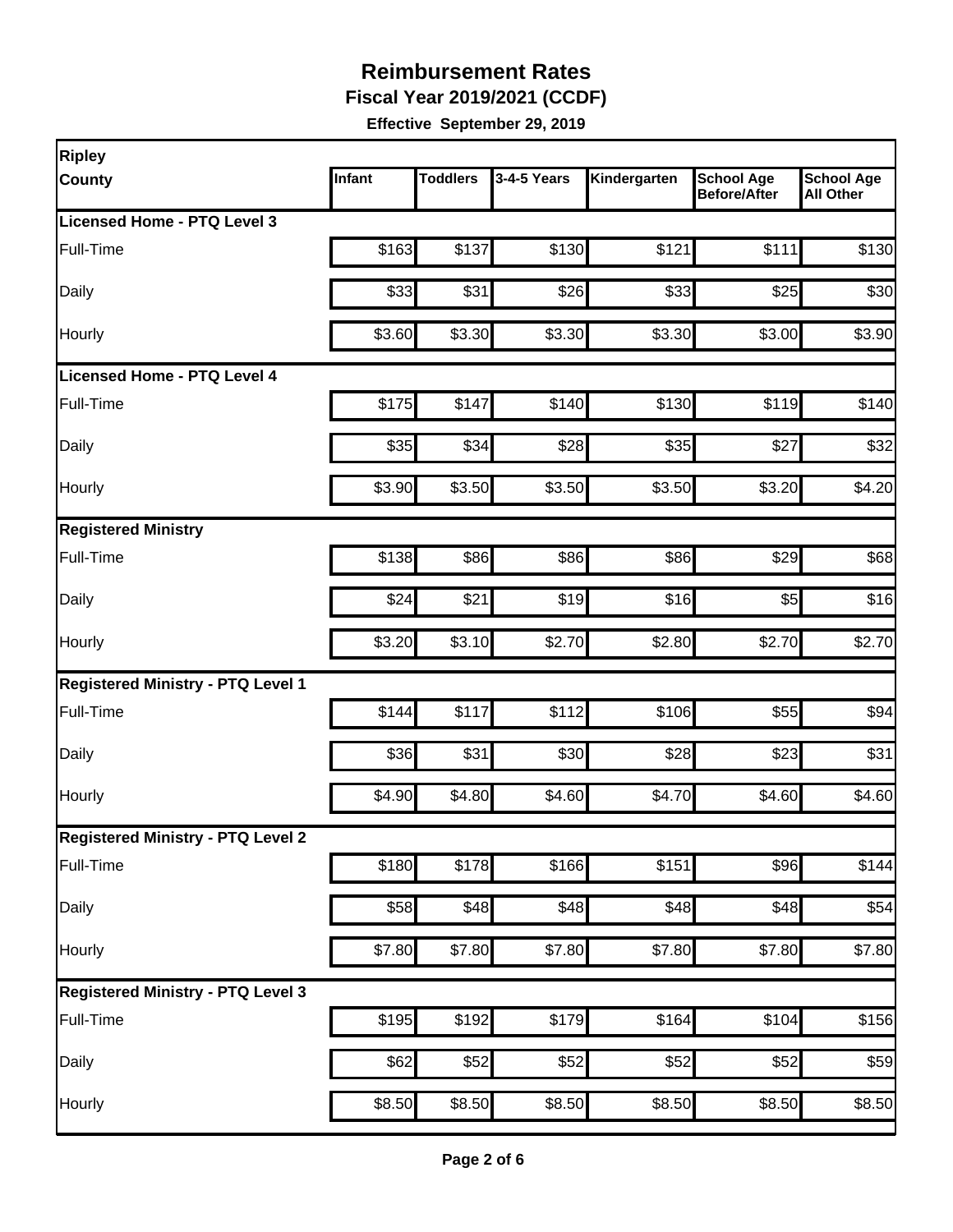# Reimbursement Rates

**Fiscal Year 2019/2021 (CCDF)**

**Effective September 29, 2019**

| Ripley County | Infant | Toddlers | 3-4-5 Years | Kindergarten | School Age Before/After | School Age All Other |
|---|---|---|---|---|---|---|
| **Licensed Home - PTQ Level 3** | | | | | | |
| Full-Time | $163 | $137 | $130 | $121 | $111 | $130 |
| Daily | $33 | $31 | $26 | $33 | $25 | $30 |
| Hourly | $3.60 | $3.30 | $3.30 | $3.30 | $3.00 | $3.90 |
| **Licensed Home - PTQ Level 4** | | | | | | |
| Full-Time | $175 | $147 | $140 | $130 | $119 | $140 |
| Daily | $35 | $34 | $28 | $35 | $27 | $32 |
| Hourly | $3.90 | $3.50 | $3.50 | $3.50 | $3.20 | $4.20 |
| **Registered Ministry** | | | | | | |
| Full-Time | $138 | $86 | $86 | $86 | $29 | $68 |
| Daily | $24 | $21 | $19 | $16 | $5 | $16 |
| Hourly | $3.20 | $3.10 | $2.70 | $2.80 | $2.70 | $2.70 |
| **Registered Ministry - PTQ Level 1** | | | | | | |
| Full-Time | $144 | $117 | $112 | $106 | $55 | $94 |
| Daily | $36 | $31 | $30 | $28 | $23 | $31 |
| Hourly | $4.90 | $4.80 | $4.60 | $4.70 | $4.60 | $4.60 |
| **Registered Ministry - PTQ Level 2** | | | | | | |
| Full-Time | $180 | $178 | $166 | $151 | $96 | $144 |
| Daily | $58 | $48 | $48 | $48 | $48 | $54 |
| Hourly | $7.80 | $7.80 | $7.80 | $7.80 | $7.80 | $7.80 |
| **Registered Ministry - PTQ Level 3** | | | | | | |
| Full-Time | $195 | $192 | $179 | $164 | $104 | $156 |
| Daily | $62 | $52 | $52 | $52 | $52 | $59 |
| Hourly | $8.50 | $8.50 | $8.50 | $8.50 | $8.50 | $8.50 |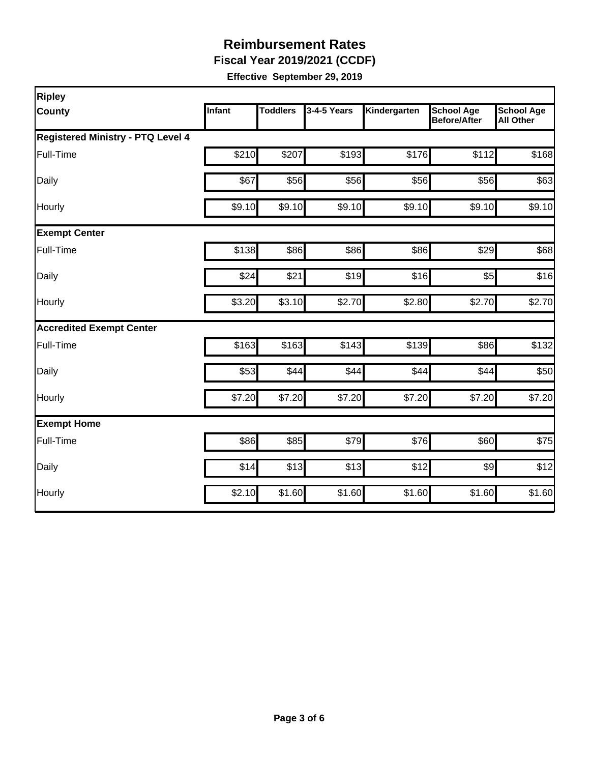# Reimbursement Rates

**Fiscal Year 2019/2021 (CCDF)**

**Effective September 29, 2019**

| Ripley County | Infant | Toddlers | 3-4-5 Years | Kindergarten | School Age Before/After | School Age All Other |
|---|---|---|---|---|---|---|
| **Registered Ministry - PTQ Level 4** | | | | | | |
| Full-Time | $210 | $207 | $193 | $176 | $112 | $168 |
| Daily | $67 | $56 | $56 | $56 | $56 | $63 |
| Hourly | $9.10 | $9.10 | $9.10 | $9.10 | $9.10 | $9.10 |
| **Exempt Center** | | | | | | |
| Full-Time | $138 | $86 | $86 | $86 | $29 | $68 |
| Daily | $24 | $21 | $19 | $16 | $5 | $16 |
| Hourly | $3.20 | $3.10 | $2.70 | $2.80 | $2.70 | $2.70 |
| **Accredited Exempt Center** | | | | | | |
| Full-Time | $163 | $163 | $143 | $139 | $86 | $132 |
| Daily | $53 | $44 | $44 | $44 | $44 | $50 |
| Hourly | $7.20 | $7.20 | $7.20 | $7.20 | $7.20 | $7.20 |
| **Exempt Home** | | | | | | |
| Full-Time | $86 | $85 | $79 | $76 | $60 | $75 |
| Daily | $14 | $13 | $13 | $12 | $9 | $12 |
| Hourly | $2.10 | $1.60 | $1.60 | $1.60 | $1.60 | $1.60 |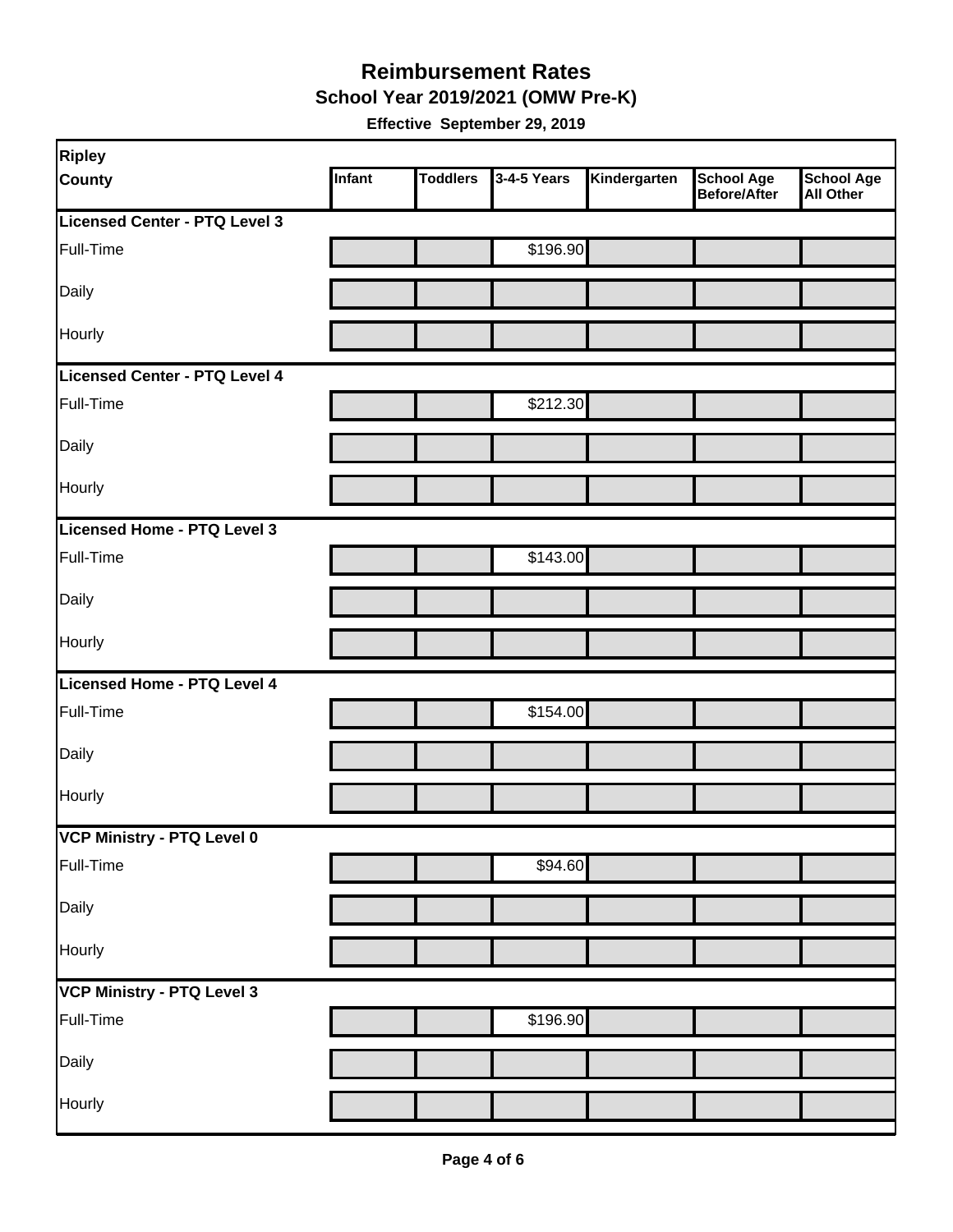# Reimbursement Rates

## School Year 2019/2021 (OMW Pre-K)

**Effective September 29, 2019**

| Ripley County | Infant | Toddlers | 3-4-5 Years | Kindergarten | School Age Before/After | School Age All Other |
|---|---|---|---|---|---|---|
| **Licensed Center - PTQ Level 3** | | | | | | |
| Full-Time | | | $196.90 | | | |
| Daily | | | | | | |
| Hourly | | | | | | |
| **Licensed Center - PTQ Level 4** | | | | | | |
| Full-Time | | | $212.30 | | | |
| Daily | | | | | | |
| Hourly | | | | | | |
| **Licensed Home - PTQ Level 3** | | | | | | |
| Full-Time | | | $143.00 | | | |
| Daily | | | | | | |
| Hourly | | | | | | |
| **Licensed Home - PTQ Level 4** | | | | | | |
| Full-Time | | | $154.00 | | | |
| Daily | | | | | | |
| Hourly | | | | | | |
| **VCP Ministry - PTQ Level 0** | | | | | | |
| Full-Time | | | $94.60 | | | |
| Daily | | | | | | |
| Hourly | | | | | | |
| **VCP Ministry - PTQ Level 3** | | | | | | |
| Full-Time | | | $196.90 | | | |
| Daily | | | | | | |
| Hourly | | | | | | |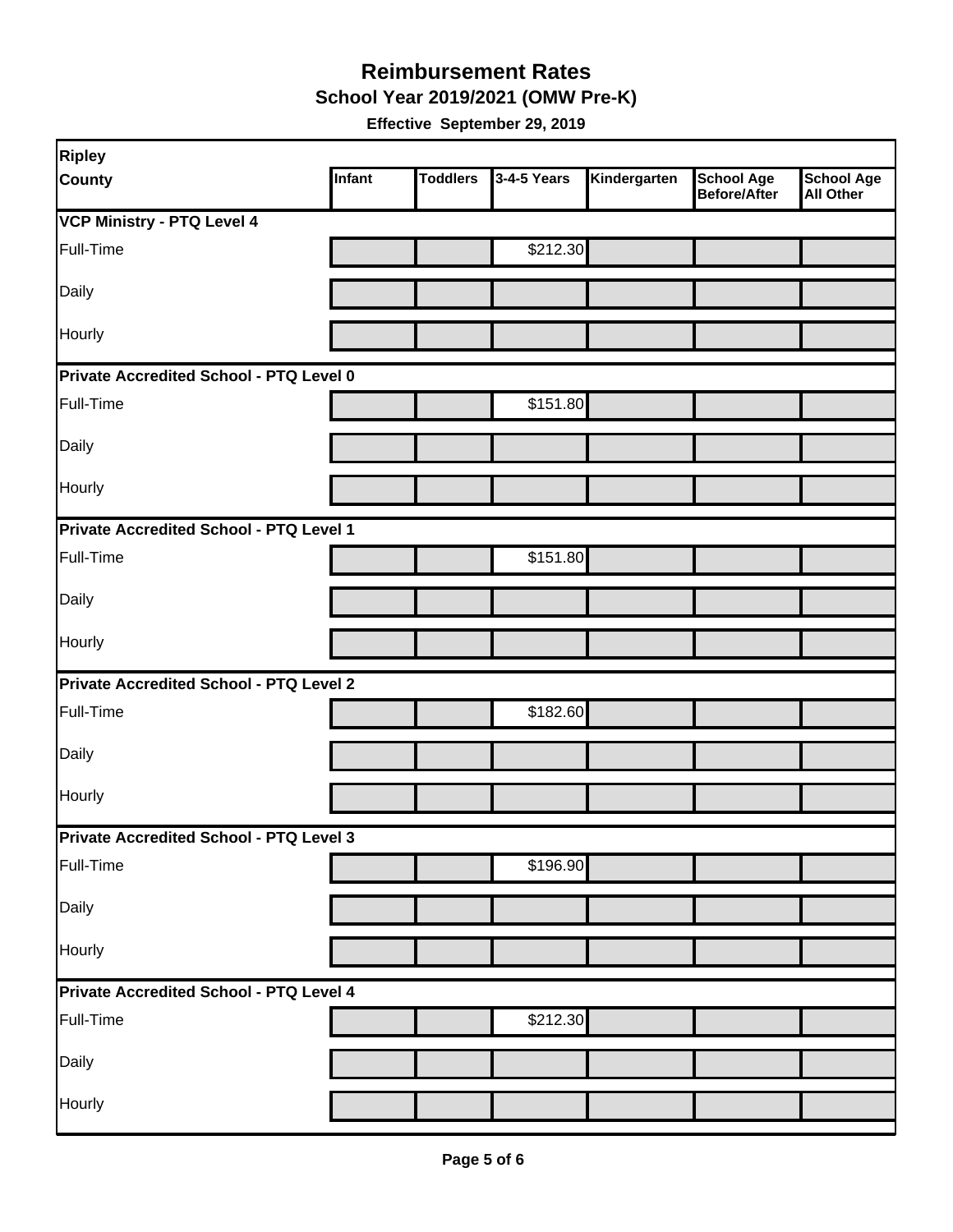# Reimbursement Rates

## School Year 2019/2021 (OMW Pre-K)

**Effective September 29, 2019**

| Ripley County | Infant | Toddlers | 3-4-5 Years | Kindergarten | School Age Before/After | School Age All Other |
|---|---|---|---|---|---|---|
| **VCP Ministry - PTQ Level 4** | | | | | | |
| Full-Time | | | $212.30 | | | |
| Daily | | | | | | |
| Hourly | | | | | | |
| **Private Accredited School - PTQ Level 0** | | | | | | |
| Full-Time | | | $151.80 | | | |
| Daily | | | | | | |
| Hourly | | | | | | |
| **Private Accredited School - PTQ Level 1** | | | | | | |
| Full-Time | | | $151.80 | | | |
| Daily | | | | | | |
| Hourly | | | | | | |
| **Private Accredited School - PTQ Level 2** | | | | | | |
| Full-Time | | | $182.60 | | | |
| Daily | | | | | | |
| Hourly | | | | | | |
| **Private Accredited School - PTQ Level 3** | | | | | | |
| Full-Time | | | $196.90 | | | |
| Daily | | | | | | |
| Hourly | | | | | | |
| **Private Accredited School - PTQ Level 4** | | | | | | |
| Full-Time | | | $212.30 | | | |
| Daily | | | | | | |
| Hourly | | | | | | |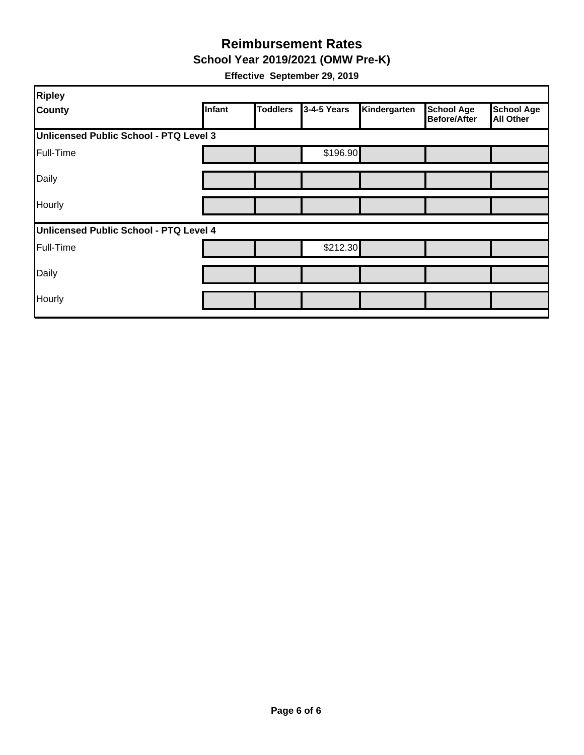# Reimbursement Rates

## School Year 2019/2021 (OMW Pre-K)

**Effective September 29, 2019**

| Ripley County | Infant | Toddlers | 3-4-5 Years | Kindergarten | School Age Before/After | School Age All Other |
|---|---|---|---|---|---|---|
| **Unlicensed Public School - PTQ Level 3** | | | | | | |
| Full-Time | | | $196.90 | | | |
| Daily | | | | | | |
| Hourly | | | | | | |
| **Unlicensed Public School - PTQ Level 4** | | | | | | |
| Full-Time | | | $212.30 | | | |
| Daily | | | | | | |
| Hourly | | | | | | |